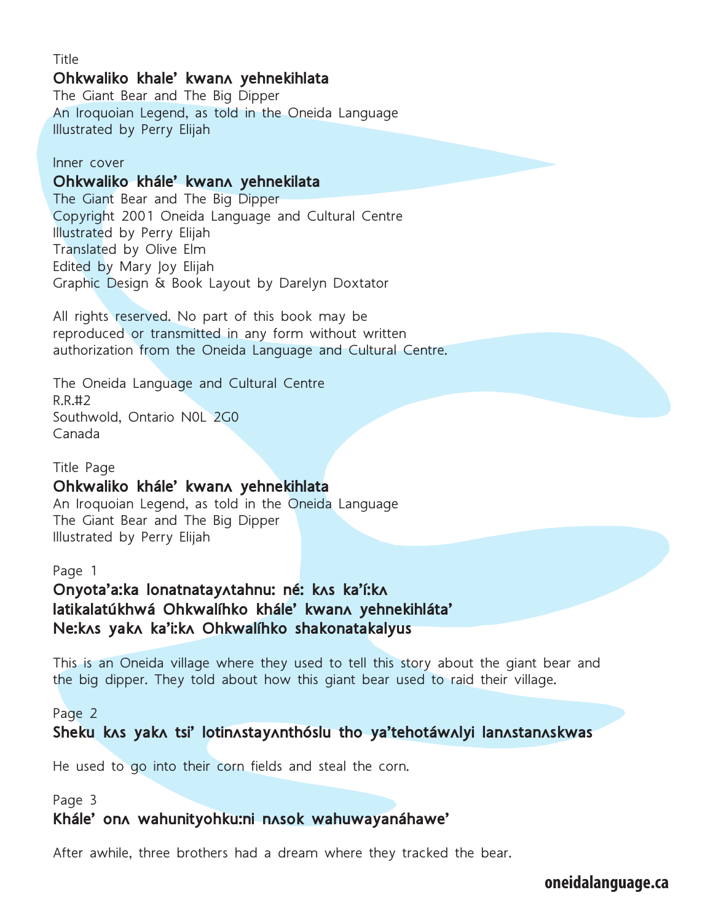Title

**Ohkwaliko khale’ kwanʌ yehnekihlata**

The Giant Bear and The Big Dipper

An Iroquoian Legend, as told in the Oneida Language

Illustrated by Perry Elijah

Inner cover

**Ohkwaliko khále’ kwanʌ yehnekilata**

The Giant Bear and The Big Dipper

Copyright 2001 Oneida Language and Cultural Centre

Illustrated by Perry Elijah

Translated by Olive Elm

Edited by Mary Joy Elijah

Graphic Design & Book Layout by Darelyn Doxtator

All rights reserved. No part of this book may be reproduced or transmitted in any form without written authorization from the Oneida Language and Cultural Centre.

The Oneida Language and Cultural Centre

R.R.#2

Southwold, Ontario N0L 2G0

Canada

Title Page

**Ohkwaliko khále’ kwanʌ yehnekihlata**

An Iroquoian Legend, as told in the Oneida Language

The Giant Bear and The Big Dipper

Illustrated by Perry Elijah

Page 1

**Onyota’a:ka lonatnatayʌtahnu: né: kʌs ka’í:kʌ latikalatúkhwá Ohkwalíhko khále’ kwanʌ yehnekihláta’ Ne:kʌs yakʌ ka’i:kʌ Ohkwalíhko shakonatakalyus**

This is an Oneida village where they used to tell this story about the giant bear and the big dipper. They told about how this giant bear used to raid their village.

Page 2

**Sheku kʌs yakʌ tsi’ lotinʌstayʌnthóslu tho ya’tehotáwʌlyi lanʌstanʌskwas**

He used to go into their corn fields and steal the corn.

Page 3

**Khále’ onʌ wahunityohku:ni nʌsok wahuwayanáhawe’**

After awhile, three brothers had a dream where they tracked the bear.

oneidalanguage.ca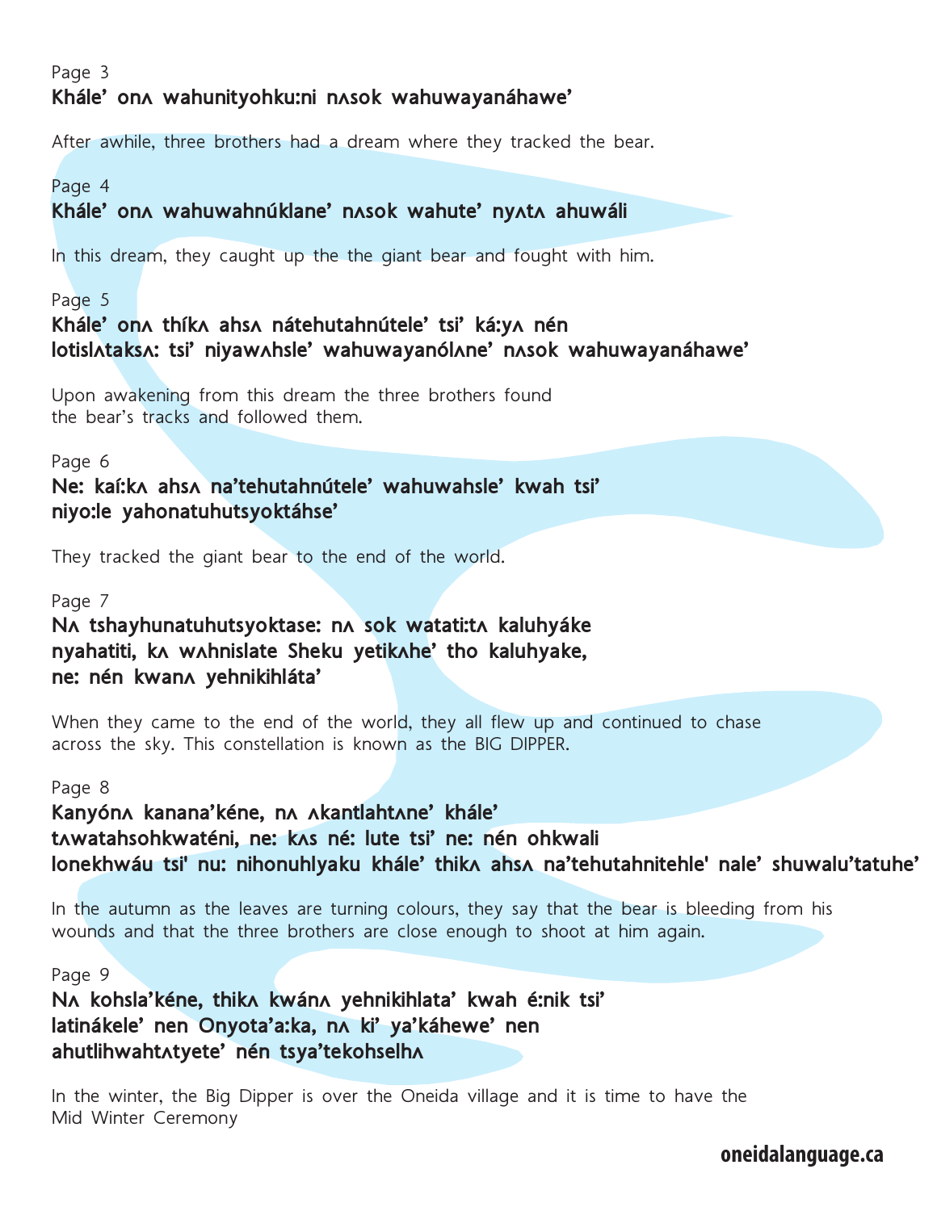Page 3

**Kháleʼ onʌ wahunityohku:ni nʌsok wahuwayanáhaweʼ**

After awhile, three brothers had a dream where they tracked the bear.

Page 4

**Kháleʼ onʌ wahuwahnúklaneʼ nʌsok wahuteʼ nyʌtʌ ahuwáli**

In this dream, they caught up the the giant bear and fought with him.

Page 5

**Kháleʼ onʌ thíkʌ ahsʌ nátehutahnúteleʼ tsiʼ ká:yʌ nén lotislʌtaksʌ: tsiʼ niyawʌhsleʼ wahuwayanólʌneʼ nʌsok wahuwayanáhaweʼ**

Upon awakening from this dream the three brothers found the bear's tracks and followed them.

Page 6

**Ne: kaí:kʌ ahsʌ naʼtehutahnúteleʼ wahuwahsleʼ kwah tsiʼ niyo:le yahonatuhutsyoktáhseʼ**

They tracked the giant bear to the end of the world.

Page 7

**Nʌ tshayhunatuhutsyoktase: nʌ sok watati:tʌ kaluhyáke nyahatiti, kʌ wʌhnislate Sheku yetikʌheʼ tho kaluhyake, ne: nén kwanʌ yehnikihlátaʼ**

When they came to the end of the world, they all flew up and continued to chase across the sky. This constellation is known as the BIG DIPPER.

Page 8

**Kanyónʌ kananaʼkéne, nʌ ʌkantlahtʌneʼ kháleʼ tʌwatahsohkwaténi, ne: kʌs né: lute tsiʼ ne: nén ohkwali lonekhwáu tsi' nu: nihonuhlyaku kháleʼ thikʌ ahsʌ naʼtehutahnitehle' naleʼ shuwaluʼtatuheʼ**

In the autumn as the leaves are turning colours, they say that the bear is bleeding from his wounds and that the three brothers are close enough to shoot at him again.

Page 9

**Nʌ kohslaʼkéne, thikʌ kwánʌ yehnikihlataʼ kwah é:nik tsiʼ latinákeleʼ nen Onyotaʼa:ka, nʌ kiʼ yaʼkáheweʼ nen ahutlihwahtʌtyeteʼ nén tsyaʼtekohselhʌ**

In the winter, the Big Dipper is over the Oneida village and it is time to have the Mid Winter Ceremony

oneidalanguage.ca